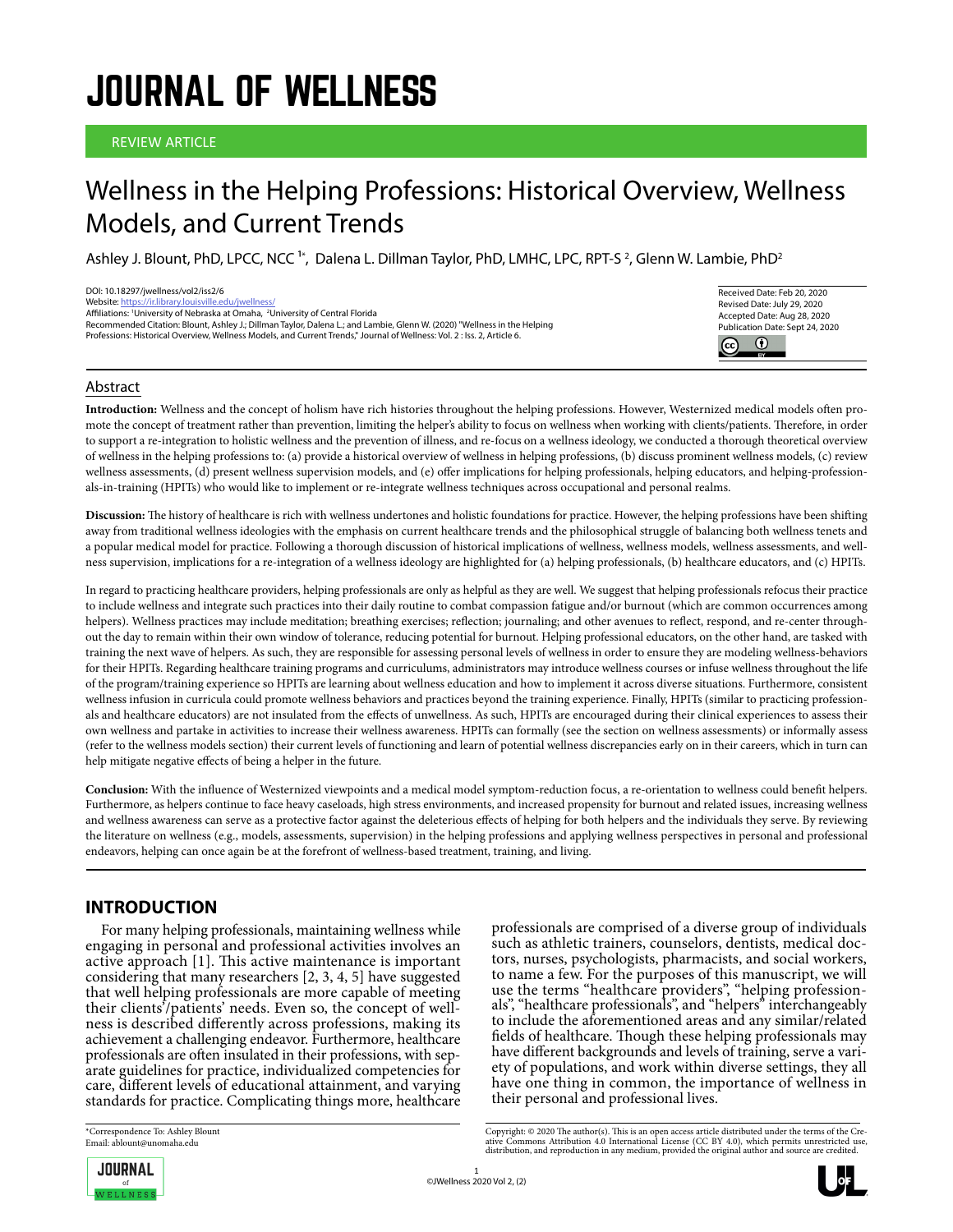# JOURNAL OF WELLNESS

REVIEW ARTICLE

# Wellness in the Helping Professions: Historical Overview, Wellness Models, and Current Trends

Ashley J. Blount, PhD, LPCC, NCC [1*], Dalena L. Dillman Taylor, PhD, LMHC, LPC, RPT-S [2], Glenn W. Lambie, PhD[2]

DOI: 10.18297/jwellness/vol2/iss2/6
Website: https://ir.library.louisville.edu/jwellness/
Affiliations: [1]University of Nebraska at Omaha, [2]University of Central Florida
Recommended Citation: Blount, Ashley J.; Dillman Taylor, Dalena L.; and Lambie, Glenn W. (2020) "Wellness in the Helping Professions: Historical Overview, Wellness Models, and Current Trends," Journal of Wellness: Vol. 2 : Iss. 2, Article 6.

Received Date: Feb 20, 2020
Revised Date: July 29, 2020
Accepted Date: Aug 28, 2020
Publication Date: Sept 24, 2020

## Abstract

**Introduction:** Wellness and the concept of holism have rich histories throughout the helping professions. However, Westernized medical models often promote the concept of treatment rather than prevention, limiting the helper's ability to focus on wellness when working with clients/patients. Therefore, in order to support a re-integration to holistic wellness and the prevention of illness, and re-focus on a wellness ideology, we conducted a thorough theoretical overview of wellness in the helping professions to: (a) provide a historical overview of wellness in helping professions, (b) discuss prominent wellness models, (c) review wellness assessments, (d) present wellness supervision models, and (e) offer implications for helping professionals, helping educators, and helping-professionals-in-training (HPITs) who would like to implement or re-integrate wellness techniques across occupational and personal realms.

**Discussion:** The history of healthcare is rich with wellness undertones and holistic foundations for practice. However, the helping professions have been shifting away from traditional wellness ideologies with the emphasis on current healthcare trends and the philosophical struggle of balancing both wellness tenets and a popular medical model for practice. Following a thorough discussion of historical implications of wellness, wellness models, wellness assessments, and wellness supervision, implications for a re-integration of a wellness ideology are highlighted for (a) helping professionals, (b) healthcare educators, and (c) HPITs.

In regard to practicing healthcare providers, helping professionals are only as helpful as they are well. We suggest that helping professionals refocus their practice to include wellness and integrate such practices into their daily routine to combat compassion fatigue and/or burnout (which are common occurrences among helpers). Wellness practices may include meditation; breathing exercises; reflection; journaling; and other avenues to reflect, respond, and re-center throughout the day to remain within their own window of tolerance, reducing potential for burnout. Helping professional educators, on the other hand, are tasked with training the next wave of helpers. As such, they are responsible for assessing personal levels of wellness in order to ensure they are modeling wellness-behaviors for their HPITs. Regarding healthcare training programs and curriculums, administrators may introduce wellness courses or infuse wellness throughout the life of the program/training experience so HPITs are learning about wellness education and how to implement it across diverse situations. Furthermore, consistent wellness infusion in curricula could promote wellness behaviors and practices beyond the training experience. Finally, HPITs (similar to practicing professionals and healthcare educators) are not insulated from the effects of unwellness. As such, HPITs are encouraged during their clinical experiences to assess their own wellness and partake in activities to increase their wellness awareness. HPITs can formally (see the section on wellness assessments) or informally assess (refer to the wellness models section) their current levels of functioning and learn of potential wellness discrepancies early on in their careers, which in turn can help mitigate negative effects of being a helper in the future.

**Conclusion:** With the influence of Westernized viewpoints and a medical model symptom-reduction focus, a re-orientation to wellness could benefit helpers. Furthermore, as helpers continue to face heavy caseloads, high stress environments, and increased propensity for burnout and related issues, increasing wellness and wellness awareness can serve as a protective factor against the deleterious effects of helping for both helpers and the individuals they serve. By reviewing the literature on wellness (e.g., models, assessments, supervision) in the helping professions and applying wellness perspectives in personal and professional endeavors, helping can once again be at the forefront of wellness-based treatment, training, and living.

## INTRODUCTION

For many helping professionals, maintaining wellness while engaging in personal and professional activities involves an active approach [1]. This active maintenance is important considering that many researchers [2, 3, 4, 5] have suggested that well helping professionals are more capable of meeting their clients'/patients' needs. Even so, the concept of wellness is described differently across professions, making its achievement a challenging endeavor. Furthermore, healthcare professionals are often insulated in their professions, with separate guidelines for practice, individualized competencies for care, different levels of educational attainment, and varying standards for practice. Complicating things more, healthcare professionals are comprised of a diverse group of individuals such as athletic trainers, counselors, dentists, medical doctors, nurses, psychologists, pharmacists, and social workers, to name a few. For the purposes of this manuscript, we will use the terms "healthcare providers", "helping professionals", "healthcare professionals", and "helpers" interchangeably to include the aforementioned areas and any similar/related fields of healthcare. Though these helping professionals may have different backgrounds and levels of training, serve a variety of populations, and work within diverse settings, they all have one thing in common, the importance of wellness in their personal and professional lives.

*Correspondence To: Ashley Blount
Email: ablount@unomaha.edu

Copyright: © 2020 The author(s). This is an open access article distributed under the terms of the Creative Commons Attribution 4.0 International License (CC BY 4.0), which permits unrestricted use, distribution, and reproduction in any medium, provided the original author and source are credited.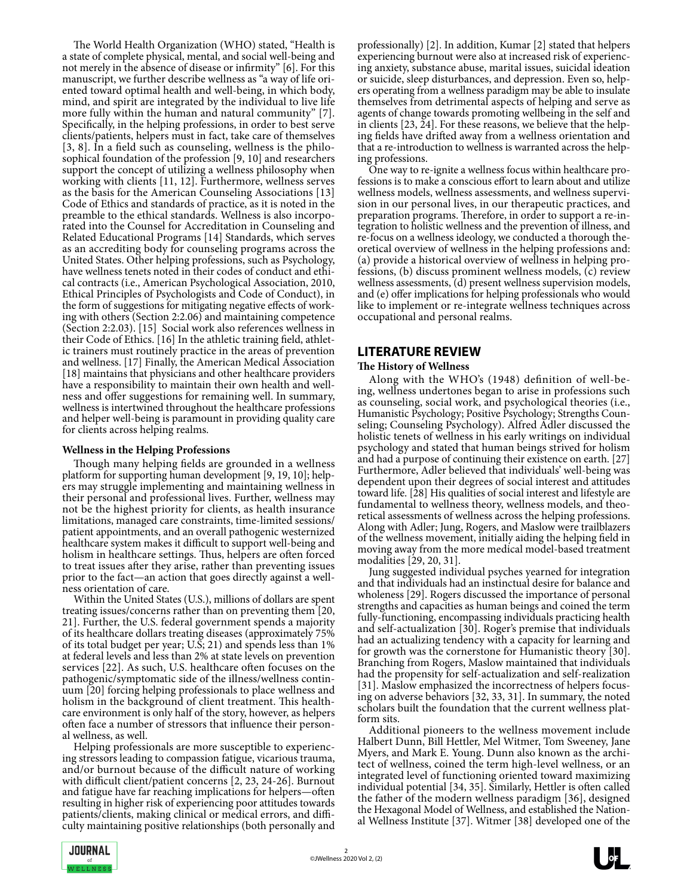The World Health Organization (WHO) stated, "Health is a state of complete physical, mental, and social well-being and not merely in the absence of disease or infirmity" [6]. For this manuscript, we further describe wellness as "a way of life oriented toward optimal health and well-being, in which body, mind, and spirit are integrated by the individual to live life more fully within the human and natural community" [7]. Specifically, in the helping professions, in order to best serve clients/patients, helpers must in fact, take care of themselves [3, 8]. In a field such as counseling, wellness is the philosophical foundation of the profession [9, 10] and researchers support the concept of utilizing a wellness philosophy when working with clients [11, 12]. Furthermore, wellness serves as the basis for the American Counseling Associations [13] Code of Ethics and standards of practice, as it is noted in the preamble to the ethical standards. Wellness is also incorporated into the Counsel for Accreditation in Counseling and Related Educational Programs [14] Standards, which serves as an accrediting body for counseling programs across the United States. Other helping professions, such as Psychology, have wellness tenets noted in their codes of conduct and ethical contracts (i.e., American Psychological Association, 2010, Ethical Principles of Psychologists and Code of Conduct), in the form of suggestions for mitigating negative effects of working with others (Section 2:2.06) and maintaining competence (Section 2:2.03). [15] Social work also references wellness in their Code of Ethics. [16] In the athletic training field, athletic trainers must routinely practice in the areas of prevention and wellness. [17] Finally, the American Medical Association [18] maintains that physicians and other healthcare providers have a responsibility to maintain their own health and wellness and offer suggestions for remaining well. In summary, wellness is intertwined throughout the healthcare professions and helper well-being is paramount in providing quality care for clients across helping realms.

### Wellness in the Helping Professions

Though many helping fields are grounded in a wellness platform for supporting human development [9, 19, 10]; helpers may struggle implementing and maintaining wellness in their personal and professional lives. Further, wellness may not be the highest priority for clients, as health insurance limitations, managed care constraints, time-limited sessions/ patient appointments, and an overall pathogenic westernized healthcare system makes it difficult to support well-being and holism in healthcare settings. Thus, helpers are often forced to treat issues after they arise, rather than preventing issues prior to the fact—an action that goes directly against a wellness orientation of care.

Within the United States (U.S.), millions of dollars are spent treating issues/concerns rather than on preventing them [20, 21]. Further, the U.S. federal government spends a majority of its healthcare dollars treating diseases (approximately 75% of its total budget per year; U.S; 21) and spends less than 1% at federal levels and less than 2% at state levels on prevention services [22]. As such, U.S. healthcare often focuses on the pathogenic/symptomatic side of the illness/wellness continuum [20] forcing helping professionals to place wellness and holism in the background of client treatment. This healthcare environment is only half of the story, however, as helpers often face a number of stressors that influence their personal wellness, as well.

Helping professionals are more susceptible to experiencing stressors leading to compassion fatigue, vicarious trauma, and/or burnout because of the difficult nature of working with difficult client/patient concerns [2, 23, 24-26]. Burnout and fatigue have far reaching implications for helpers—often resulting in higher risk of experiencing poor attitudes towards patients/clients, making clinical or medical errors, and difficulty maintaining positive relationships (both personally and professionally) [2]. In addition, Kumar [2] stated that helpers experiencing burnout were also at increased risk of experiencing anxiety, substance abuse, marital issues, suicidal ideation or suicide, sleep disturbances, and depression. Even so, helpers operating from a wellness paradigm may be able to insulate themselves from detrimental aspects of helping and serve as agents of change towards promoting wellbeing in the self and in clients [23, 24]. For these reasons, we believe that the helping fields have drifted away from a wellness orientation and that a re-introduction to wellness is warranted across the helping professions.

One way to re-ignite a wellness focus within healthcare professions is to make a conscious effort to learn about and utilize wellness models, wellness assessments, and wellness supervision in our personal lives, in our therapeutic practices, and preparation programs. Therefore, in order to support a re-integration to holistic wellness and the prevention of illness, and re-focus on a wellness ideology, we conducted a thorough theoretical overview of wellness in the helping professions and: (a) provide a historical overview of wellness in helping professions, (b) discuss prominent wellness models, (c) review wellness assessments, (d) present wellness supervision models, and (e) offer implications for helping professionals who would like to implement or re-integrate wellness techniques across occupational and personal realms.

## LITERATURE REVIEW

### The History of Wellness

Along with the WHO's (1948) definition of well-being, wellness undertones began to arise in professions such as counseling, social work, and psychological theories (i.e., Humanistic Psychology; Positive Psychology; Strengths Counseling; Counseling Psychology). Alfred Adler discussed the holistic tenets of wellness in his early writings on individual psychology and stated that human beings strived for holism and had a purpose of continuing their existence on earth. [27] Furthermore, Adler believed that individuals' well-being was dependent upon their degrees of social interest and attitudes toward life. [28] His qualities of social interest and lifestyle are fundamental to wellness theory, wellness models, and theoretical assessments of wellness across the helping professions. Along with Adler; Jung, Rogers, and Maslow were trailblazers of the wellness movement, initially aiding the helping field in moving away from the more medical model-based treatment modalities [29, 20, 31].

Jung suggested individual psyches yearned for integration and that individuals had an instinctual desire for balance and wholeness [29]. Rogers discussed the importance of personal strengths and capacities as human beings and coined the term fully-functioning, encompassing individuals practicing health and self-actualization [30]. Roger's premise that individuals had an actualizing tendency with a capacity for learning and for growth was the cornerstone for Humanistic theory [30]. Branching from Rogers, Maslow maintained that individuals had the propensity for self-actualization and self-realization [31]. Maslow emphasized the incorrectness of helpers focusing on adverse behaviors [32, 33, 31]. In summary, the noted scholars built the foundation that the current wellness platform sits.

Additional pioneers to the wellness movement include Halbert Dunn, Bill Hettler, Mel Witmer, Tom Sweeney, Jane Myers, and Mark E. Young. Dunn also known as the architect of wellness, coined the term high-level wellness, or an integrated level of functioning oriented toward maximizing individual potential [34, 35]. Similarly, Hettler is often called the father of the modern wellness paradigm [36], designed the Hexagonal Model of Wellness, and established the National Wellness Institute [37]. Witmer [38] developed one of the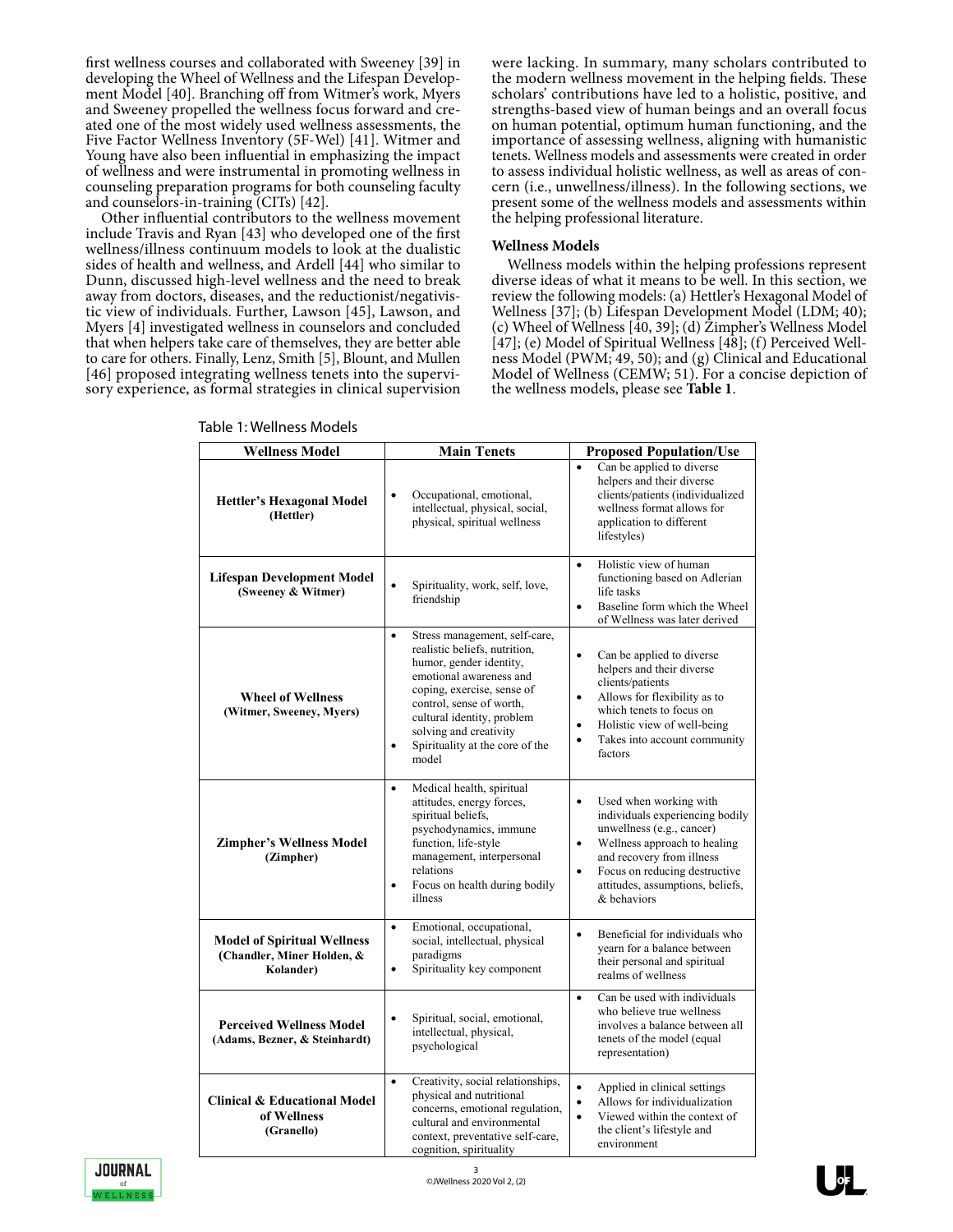first wellness courses and collaborated with Sweeney [39] in developing the Wheel of Wellness and the Lifespan Development Model [40]. Branching off from Witmer's work, Myers and Sweeney propelled the wellness focus forward and created one of the most widely used wellness assessments, the Five Factor Wellness Inventory (5F-Wel) [41]. Witmer and Young have also been influential in emphasizing the impact of wellness and were instrumental in promoting wellness in counseling preparation programs for both counseling faculty and counselors-in-training (CITs) [42].

Other influential contributors to the wellness movement include Travis and Ryan [43] who developed one of the first wellness/illness continuum models to look at the dualistic sides of health and wellness, and Ardell [44] who similar to Dunn, discussed high-level wellness and the need to break away from doctors, diseases, and the reductionist/negativistic view of individuals. Further, Lawson [45], Lawson, and Myers [4] investigated wellness in counselors and concluded that when helpers take care of themselves, they are better able to care for others. Finally, Lenz, Smith [5], Blount, and Mullen [46] proposed integrating wellness tenets into the supervisory experience, as formal strategies in clinical supervision were lacking. In summary, many scholars contributed to the modern wellness movement in the helping fields. These scholars' contributions have led to a holistic, positive, and strengths-based view of human beings and an overall focus on human potential, optimum human functioning, and the importance of assessing wellness, aligning with humanistic tenets. Wellness models and assessments were created in order to assess individual holistic wellness, as well as areas of concern (i.e., unwellness/illness). In the following sections, we present some of the wellness models and assessments within the helping professional literature.

### Wellness Models

Wellness models within the helping professions represent diverse ideas of what it means to be well. In this section, we review the following models: (a) Hettler's Hexagonal Model of Wellness [37]; (b) Lifespan Development Model (LDM; 40); (c) Wheel of Wellness [40, 39]; (d) Zimpher's Wellness Model [47]; (e) Model of Spiritual Wellness [48]; (f) Perceived Wellness Model (PWM; 49, 50); and (g) Clinical and Educational Model of Wellness (CEMW; 51). For a concise depiction of the wellness models, please see **Table 1**.

Table 1: Wellness Models

| Wellness Model | Main Tenets | Proposed Population/Use |
|---|---|---|
| **Hettler's Hexagonal Model (Hettler)** | • Occupational, emotional, intellectual, physical, social, physical, spiritual wellness | • Can be applied to diverse helpers and their diverse clients/patients (individualized wellness format allows for application to different lifestyles) |
| **Lifespan Development Model (Sweeney & Witmer)** | • Spirituality, work, self, love, friendship | • Holistic view of human functioning based on Adlerian life tasks<br>• Baseline form which the Wheel of Wellness was later derived |
| **Wheel of Wellness (Witmer, Sweeney, Myers)** | • Stress management, self-care, realistic beliefs, nutrition, humor, gender identity, emotional awareness and coping, exercise, sense of control, sense of worth, cultural identity, problem solving and creativity<br>• Spirituality at the core of the model | • Can be applied to diverse helpers and their diverse clients/patients<br>• Allows for flexibility as to which tenets to focus on<br>• Holistic view of well-being<br>• Takes into account community factors |
| **Zimpher's Wellness Model (Zimpher)** | • Medical health, spiritual attitudes, energy forces, spiritual beliefs, psychodynamics, immune function, life-style management, interpersonal relations<br>• Focus on health during bodily illness | • Used when working with individuals experiencing bodily unwellness (e.g., cancer)<br>• Wellness approach to healing and recovery from illness<br>• Focus on reducing destructive attitudes, assumptions, beliefs, & behaviors |
| **Model of Spiritual Wellness (Chandler, Miner Holden, & Kolander)** | • Emotional, occupational, social, intellectual, physical paradigms<br>• Spirituality key component | • Beneficial for individuals who yearn for a balance between their personal and spiritual realms of wellness |
| **Perceived Wellness Model (Adams, Bezner, & Steinhardt)** | • Spiritual, social, emotional, intellectual, physical, psychological | • Can be used with individuals who believe true wellness involves a balance between all tenets of the model (equal representation) |
| **Clinical & Educational Model of Wellness (Granello)** | • Creativity, social relationships, physical and nutritional concerns, emotional regulation, cultural and environmental context, preventative self-care, cognition, spirituality | • Applied in clinical settings<br>• Allows for individualization<br>• Viewed within the context of the client's lifestyle and environment |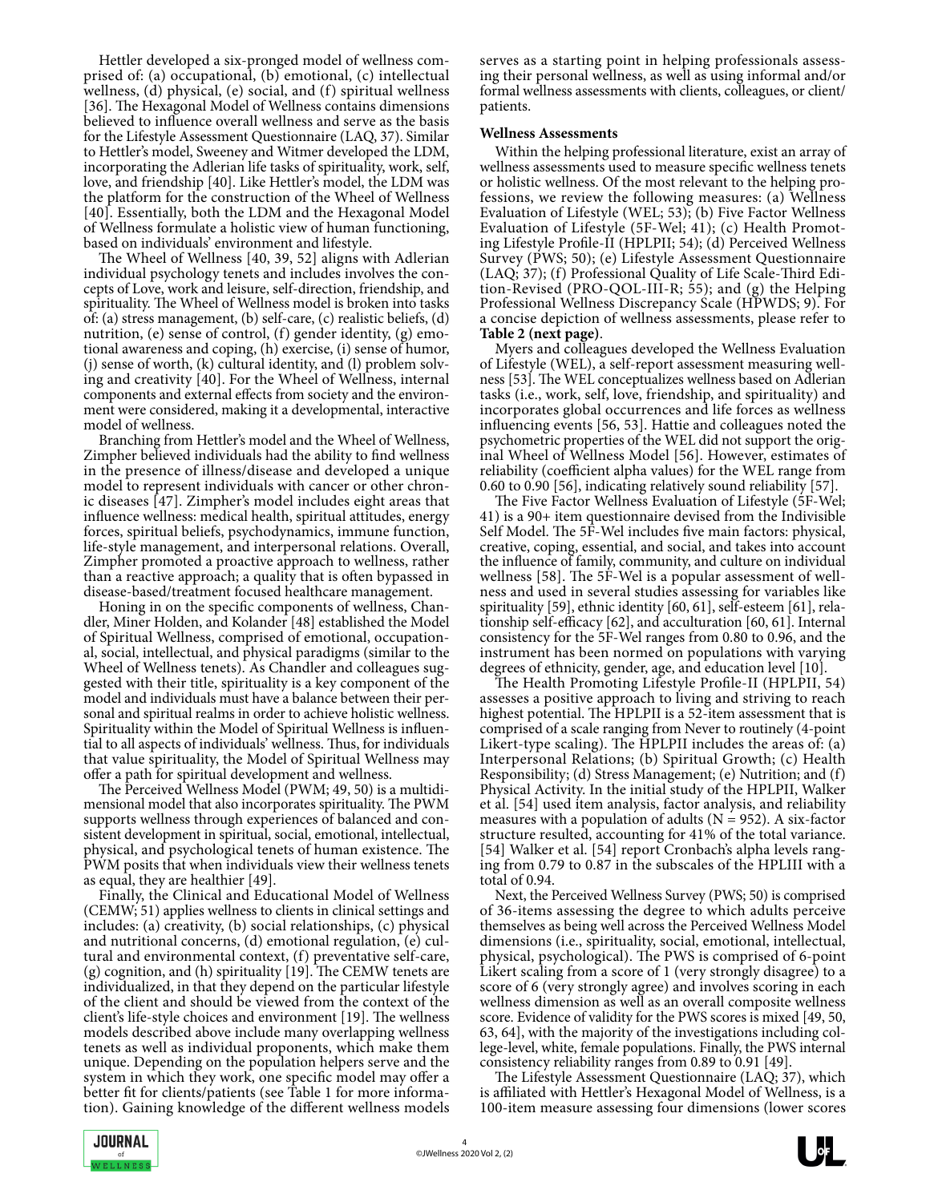Hettler developed a six-pronged model of wellness comprised of: (a) occupational, (b) emotional, (c) intellectual wellness, (d) physical, (e) social, and (f) spiritual wellness [36]. The Hexagonal Model of Wellness contains dimensions believed to influence overall wellness and serve as the basis for the Lifestyle Assessment Questionnaire (LAQ, 37). Similar to Hettler's model, Sweeney and Witmer developed the LDM, incorporating the Adlerian life tasks of spirituality, work, self, love, and friendship [40]. Like Hettler's model, the LDM was the platform for the construction of the Wheel of Wellness [40]. Essentially, both the LDM and the Hexagonal Model of Wellness formulate a holistic view of human functioning, based on individuals' environment and lifestyle.

The Wheel of Wellness [40, 39, 52] aligns with Adlerian individual psychology tenets and includes involves the concepts of Love, work and leisure, self-direction, friendship, and spirituality. The Wheel of Wellness model is broken into tasks of: (a) stress management, (b) self-care, (c) realistic beliefs, (d) nutrition, (e) sense of control, (f) gender identity, (g) emotional awareness and coping, (h) exercise, (i) sense of humor, (j) sense of worth, (k) cultural identity, and (l) problem solving and creativity [40]. For the Wheel of Wellness, internal components and external effects from society and the environment were considered, making it a developmental, interactive model of wellness.

Branching from Hettler's model and the Wheel of Wellness, Zimpher believed individuals had the ability to find wellness in the presence of illness/disease and developed a unique model to represent individuals with cancer or other chronic diseases [47]. Zimpher's model includes eight areas that influence wellness: medical health, spiritual attitudes, energy forces, spiritual beliefs, psychodynamics, immune function, life-style management, and interpersonal relations. Overall, Zimpher promoted a proactive approach to wellness, rather than a reactive approach; a quality that is often bypassed in disease-based/treatment focused healthcare management.

Honing in on the specific components of wellness, Chandler, Miner Holden, and Kolander [48] established the Model of Spiritual Wellness, comprised of emotional, occupational, social, intellectual, and physical paradigms (similar to the Wheel of Wellness tenets). As Chandler and colleagues suggested with their title, spirituality is a key component of the model and individuals must have a balance between their personal and spiritual realms in order to achieve holistic wellness. Spirituality within the Model of Spiritual Wellness is influential to all aspects of individuals' wellness. Thus, for individuals that value spirituality, the Model of Spiritual Wellness may offer a path for spiritual development and wellness.

The Perceived Wellness Model (PWM; 49, 50) is a multidimensional model that also incorporates spirituality. The PWM supports wellness through experiences of balanced and consistent development in spiritual, social, emotional, intellectual, physical, and psychological tenets of human existence. The PWM posits that when individuals view their wellness tenets as equal, they are healthier [49].

Finally, the Clinical and Educational Model of Wellness (CEMW; 51) applies wellness to clients in clinical settings and includes: (a) creativity, (b) social relationships, (c) physical and nutritional concerns, (d) emotional regulation, (e) cultural and environmental context, (f) preventative self-care, (g) cognition, and (h) spirituality [19]. The CEMW tenets are individualized, in that they depend on the particular lifestyle of the client and should be viewed from the context of the client's life-style choices and environment [19]. The wellness models described above include many overlapping wellness tenets as well as individual proponents, which make them unique. Depending on the population helpers serve and the system in which they work, one specific model may offer a better fit for clients/patients (see Table 1 for more information). Gaining knowledge of the different wellness models serves as a starting point in helping professionals assessing their personal wellness, as well as using informal and/or formal wellness assessments with clients, colleagues, or client/patients.

**Wellness Assessments**

Within the helping professional literature, exist an array of wellness assessments used to measure specific wellness tenets or holistic wellness. Of the most relevant to the helping professions, we review the following measures: (a) Wellness Evaluation of Lifestyle (WEL; 53); (b) Five Factor Wellness Evaluation of Lifestyle (5F-Wel; 41); (c) Health Promoting Lifestyle Profile-II (HPLPII; 54); (d) Perceived Wellness Survey (PWS; 50); (e) Lifestyle Assessment Questionnaire (LAQ; 37); (f) Professional Quality of Life Scale-Third Edition-Revised (PRO-QOL-III-R; 55); and (g) the Helping Professional Wellness Discrepancy Scale (HPWDS; 9). For a concise depiction of wellness assessments, please refer to **Table 2 (next page)**.

Myers and colleagues developed the Wellness Evaluation of Lifestyle (WEL), a self-report assessment measuring wellness [53]. The WEL conceptualizes wellness based on Adlerian tasks (i.e., work, self, love, friendship, and spirituality) and incorporates global occurrences and life forces as wellness influencing events [56, 53]. Hattie and colleagues noted the psychometric properties of the WEL did not support the original Wheel of Wellness Model [56]. However, estimates of reliability (coefficient alpha values) for the WEL range from 0.60 to 0.90 [56], indicating relatively sound reliability [57].

The Five Factor Wellness Evaluation of Lifestyle (5F-Wel; 41) is a 90+ item questionnaire devised from the Indivisible Self Model. The 5F-Wel includes five main factors: physical, creative, coping, essential, and social, and takes into account the influence of family, community, and culture on individual wellness [58]. The 5F-Wel is a popular assessment of wellness and used in several studies assessing for variables like spirituality [59], ethnic identity [60, 61], self-esteem [61], relationship self-efficacy [62], and acculturation [60, 61]. Internal consistency for the 5F-Wel ranges from 0.80 to 0.96, and the instrument has been normed on populations with varying degrees of ethnicity, gender, age, and education level [10].

The Health Promoting Lifestyle Profile-II (HPLPII, 54) assesses a positive approach to living and striving to reach highest potential. The HPLPII is a 52-item assessment that is comprised of a scale ranging from Never to routinely (4-point Likert-type scaling). The HPLPII includes the areas of: (a) Interpersonal Relations; (b) Spiritual Growth; (c) Health Responsibility; (d) Stress Management; (e) Nutrition; and (f) Physical Activity. In the initial study of the HPLPII, Walker et al. [54] used item analysis, factor analysis, and reliability measures with a population of adults ($N = 952$). A six-factor structure resulted, accounting for 41% of the total variance. [54] Walker et al. [54] report Cronbach's alpha levels ranging from 0.79 to 0.87 in the subscales of the HPLIII with a total of 0.94.

Next, the Perceived Wellness Survey (PWS; 50) is comprised of 36-items assessing the degree to which adults perceive themselves as being well across the Perceived Wellness Model dimensions (i.e., spirituality, social, emotional, intellectual, physical, psychological). The PWS is comprised of 6-point Likert scaling from a score of 1 (very strongly disagree) to a score of 6 (very strongly agree) and involves scoring in each wellness dimension as well as an overall composite wellness score. Evidence of validity for the PWS scores is mixed [49, 50, 63, 64], with the majority of the investigations including college-level, white, female populations. Finally, the PWS internal consistency reliability ranges from 0.89 to 0.91 [49].

The Lifestyle Assessment Questionnaire (LAQ; 37), which is affiliated with Hettler's Hexagonal Model of Wellness, is a 100-item measure assessing four dimensions (lower scores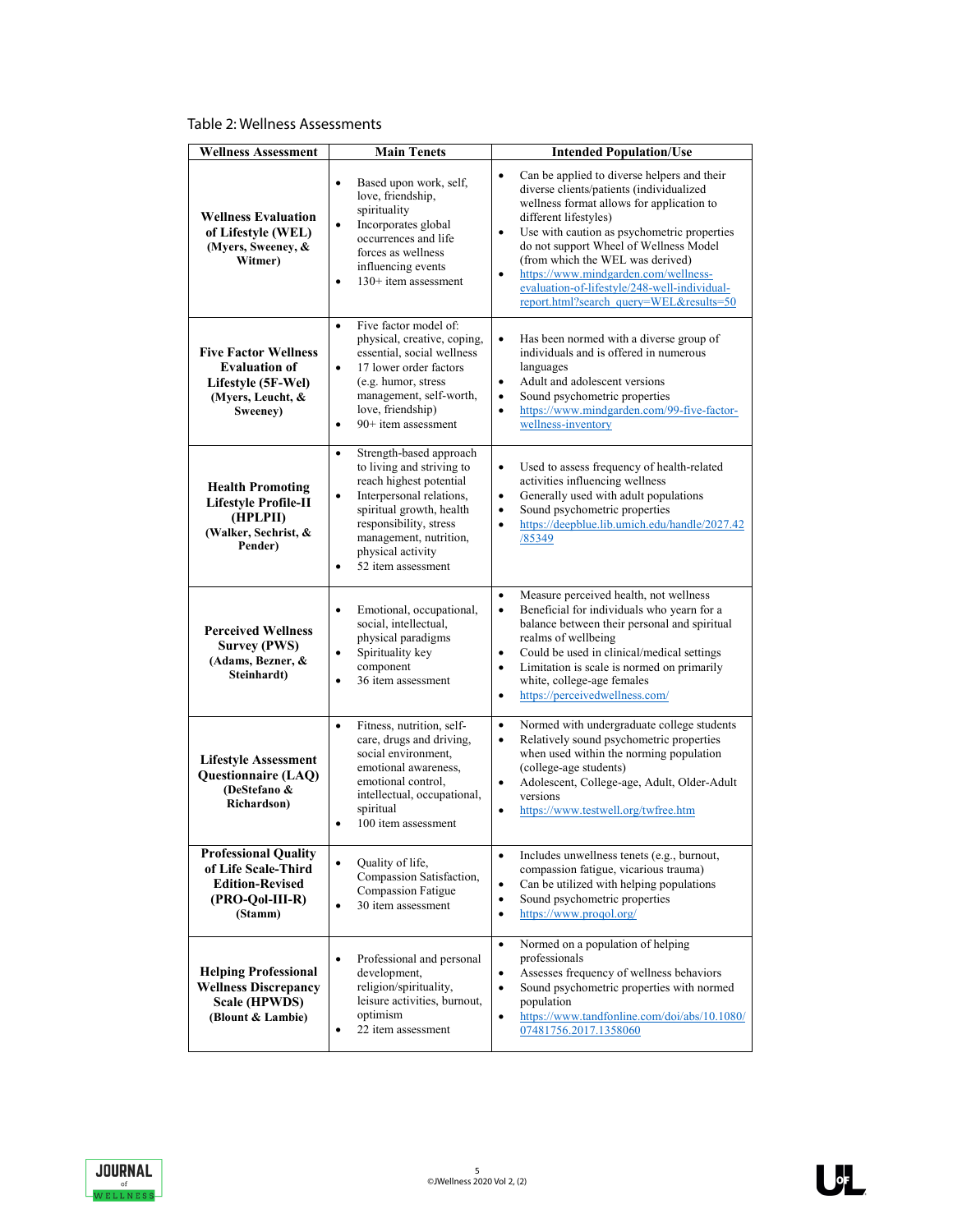Table 2: Wellness Assessments

| Wellness Assessment | Main Tenets | Intended Population/Use |
|---|---|---|
| **Wellness Evaluation of Lifestyle (WEL) (Myers, Sweeney, & Witmer)** | • Based upon work, self, love, friendship, spirituality<br>• Incorporates global occurrences and life forces as wellness influencing events<br>• 130+ item assessment | • Can be applied to diverse helpers and their diverse clients/patients (individualized wellness format allows for application to different lifestyles)<br>• Use with caution as psychometric properties do not support Wheel of Wellness Model (from which the WEL was derived)<br>• https://www.mindgarden.com/wellness-evaluation-of-lifestyle/248-well-individual-report.html?search_query=WEL&results=50 |
| **Five Factor Wellness Evaluation of Lifestyle (5F-Wel) (Myers, Leucht, & Sweeney)** | • Five factor model of: physical, creative, coping, essential, social wellness<br>• 17 lower order factors (e.g. humor, stress management, self-worth, love, friendship)<br>• 90+ item assessment | • Has been normed with a diverse group of individuals and is offered in numerous languages<br>• Adult and adolescent versions<br>• Sound psychometric properties<br>• https://www.mindgarden.com/99-five-factor-wellness-inventory |
| **Health Promoting Lifestyle Profile-II (HPLPII) (Walker, Sechrist, & Pender)** | • Strength-based approach to living and striving to reach highest potential<br>• Interpersonal relations, spiritual growth, health responsibility, stress management, nutrition, physical activity<br>• 52 item assessment | • Used to assess frequency of health-related activities influencing wellness<br>• Generally used with adult populations<br>• Sound psychometric properties<br>• https://deepblue.lib.umich.edu/handle/2027.42/85349 |
| **Perceived Wellness Survey (PWS) (Adams, Bezner, & Steinhardt)** | • Emotional, occupational, social, intellectual, physical paradigms<br>• Spirituality key component<br>• 36 item assessment | • Measure perceived health, not wellness<br>• Beneficial for individuals who yearn for a balance between their personal and spiritual realms of wellbeing<br>• Could be used in clinical/medical settings<br>• Limitation is scale is normed on primarily white, college-age females<br>• https://perceivedwellness.com/ |
| **Lifestyle Assessment Questionnaire (LAQ) (DeStefano & Richardson)** | • Fitness, nutrition, self-care, drugs and driving, social environment, emotional awareness, emotional control, intellectual, occupational, spiritual<br>• 100 item assessment | • Normed with undergraduate college students<br>• Relatively sound psychometric properties when used within the norming population (college-age students)<br>• Adolescent, College-age, Adult, Older-Adult versions<br>• https://www.testwell.org/twfree.htm |
| **Professional Quality of Life Scale-Third Edition-Revised (PRO-Qol-III-R) (Stamm)** | • Quality of life, Compassion Satisfaction, Compassion Fatigue<br>• 30 item assessment | • Includes unwellness tenets (e.g., burnout, compassion fatigue, vicarious trauma)<br>• Can be utilized with helping populations<br>• Sound psychometric properties<br>• https://www.proqol.org/ |
| **Helping Professional Wellness Discrepancy Scale (HPWDS) (Blount & Lambie)** | • Professional and personal development, religion/spirituality, leisure activities, burnout, optimism<br>• 22 item assessment | • Normed on a population of helping professionals<br>• Assesses frequency of wellness behaviors<br>• Sound psychometric properties with normed population<br>• https://www.tandfonline.com/doi/abs/10.1080/07481756.2017.1358060 |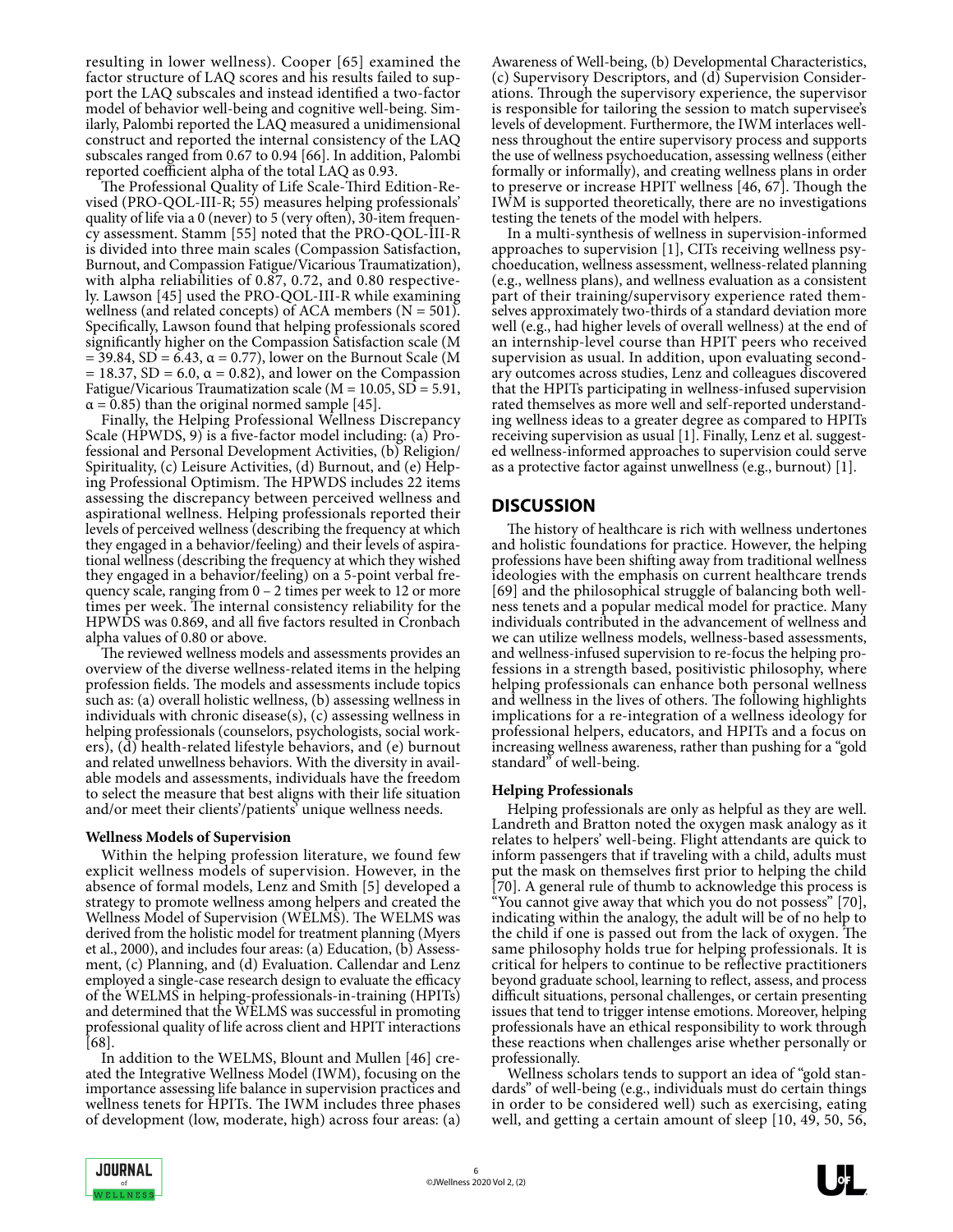resulting in lower wellness). Cooper [65] examined the factor structure of LAQ scores and his results failed to support the LAQ subscales and instead identified a two-factor model of behavior well-being and cognitive well-being. Similarly, Palombi reported the LAQ measured a unidimensional construct and reported the internal consistency of the LAQ subscales ranged from 0.67 to 0.94 [66]. In addition, Palombi reported coefficient alpha of the total LAQ as 0.93.

The Professional Quality of Life Scale-Third Edition-Revised (PRO-QOL-III-R; 55) measures helping professionals' quality of life via a 0 (never) to 5 (very often), 30-item frequency assessment. Stamm [55] noted that the PRO-QOL-III-R is divided into three main scales (Compassion Satisfaction, Burnout, and Compassion Fatigue/Vicarious Traumatization), with alpha reliabilities of 0.87, 0.72, and 0.80 respectively. Lawson [45] used the PRO-QOL-III-R while examining wellness (and related concepts) of ACA members ($N = 501$). Specifically, Lawson found that helping professionals scored significantly higher on the Compassion Satisfaction scale ($M = 39.84$, $SD = 6.43$, $\alpha = 0.77$), lower on the Burnout Scale ($M = 18.37$, $SD = 6.0$, $\alpha = 0.82$), and lower on the Compassion Fatigue/Vicarious Traumatization scale ($M = 10.05$, $SD = 5.91$, $\alpha = 0.85$) than the original normed sample [45].

Finally, the Helping Professional Wellness Discrepancy Scale (HPWDS, 9) is a five-factor model including: (a) Professional and Personal Development Activities, (b) Religion/Spirituality, (c) Leisure Activities, (d) Burnout, and (e) Helping Professional Optimism. The HPWDS includes 22 items assessing the discrepancy between perceived wellness and aspirational wellness. Helping professionals reported their levels of perceived wellness (describing the frequency at which they engaged in a behavior/feeling) and their levels of aspirational wellness (describing the frequency at which they wished they engaged in a behavior/feeling) on a 5-point verbal frequency scale, ranging from 0 – 2 times per week to 12 or more times per week. The internal consistency reliability for the HPWDS was 0.869, and all five factors resulted in Cronbach alpha values of 0.80 or above.

The reviewed wellness models and assessments provides an overview of the diverse wellness-related items in the helping profession fields. The models and assessments include topics such as: (a) overall holistic wellness, (b) assessing wellness in individuals with chronic disease(s), (c) assessing wellness in helping professionals (counselors, psychologists, social workers), (d) health-related lifestyle behaviors, and (e) burnout and related unwellness behaviors. With the diversity in available models and assessments, individuals have the freedom to select the measure that best aligns with their life situation and/or meet their clients'/patients' unique wellness needs.

### Wellness Models of Supervision

Within the helping profession literature, we found few explicit wellness models of supervision. However, in the absence of formal models, Lenz and Smith [5] developed a strategy to promote wellness among helpers and created the Wellness Model of Supervision (WELMS). The WELMS was derived from the holistic model for treatment planning (Myers et al., 2000), and includes four areas: (a) Education, (b) Assessment, (c) Planning, and (d) Evaluation. Callendar and Lenz employed a single-case research design to evaluate the efficacy of the WELMS in helping-professionals-in-training (HPITs) and determined that the WELMS was successful in promoting professional quality of life across client and HPIT interactions [68].

In addition to the WELMS, Blount and Mullen [46] created the Integrative Wellness Model (IWM), focusing on the importance assessing life balance in supervision practices and wellness tenets for HPITs. The IWM includes three phases of development (low, moderate, high) across four areas: (a) Awareness of Well-being, (b) Developmental Characteristics, (c) Supervisory Descriptors, and (d) Supervision Considerations. Through the supervisory experience, the supervisor is responsible for tailoring the session to match supervisee's levels of development. Furthermore, the IWM interlaces wellness throughout the entire supervisory process and supports the use of wellness psychoeducation, assessing wellness (either formally or informally), and creating wellness plans in order to preserve or increase HPIT wellness [46, 67]. Though the IWM is supported theoretically, there are no investigations testing the tenets of the model with helpers.

In a multi-synthesis of wellness in supervision-informed approaches to supervision [1], CITs receiving wellness psychoeducation, wellness assessment, wellness-related planning (e.g., wellness plans), and wellness evaluation as a consistent part of their training/supervisory experience rated themselves approximately two-thirds of a standard deviation more well (e.g., had higher levels of overall wellness) at the end of an internship-level course than HPIT peers who received supervision as usual. In addition, upon evaluating secondary outcomes across studies, Lenz and colleagues discovered that the HPITs participating in wellness-infused supervision rated themselves as more well and self-reported understanding wellness ideas to a greater degree as compared to HPITs receiving supervision as usual [1]. Finally, Lenz et al. suggested wellness-informed approaches to supervision could serve as a protective factor against unwellness (e.g., burnout) [1].

## DISCUSSION

The history of healthcare is rich with wellness undertones and holistic foundations for practice. However, the helping professions have been shifting away from traditional wellness ideologies with the emphasis on current healthcare trends [69] and the philosophical struggle of balancing both wellness tenets and a popular medical model for practice. Many individuals contributed in the advancement of wellness and we can utilize wellness models, wellness-based assessments, and wellness-infused supervision to re-focus the helping professions in a strength based, positivistic philosophy, where helping professionals can enhance both personal wellness and wellness in the lives of others. The following highlights implications for a re-integration of a wellness ideology for professional helpers, educators, and HPITs and a focus on increasing wellness awareness, rather than pushing for a "gold standard" of well-being.

### Helping Professionals

Helping professionals are only as helpful as they are well. Landreth and Bratton noted the oxygen mask analogy as it relates to helpers' well-being. Flight attendants are quick to inform passengers that if traveling with a child, adults must put the mask on themselves first prior to helping the child [70]. A general rule of thumb to acknowledge this process is "You cannot give away that which you do not possess" [70], indicating within the analogy, the adult will be of no help to the child if one is passed out from the lack of oxygen. The same philosophy holds true for helping professionals. It is critical for helpers to continue to be reflective practitioners beyond graduate school, learning to reflect, assess, and process difficult situations, personal challenges, or certain presenting issues that tend to trigger intense emotions. Moreover, helping professionals have an ethical responsibility to work through these reactions when challenges arise whether personally or professionally.

Wellness scholars tends to support an idea of "gold standards" of well-being (e.g., individuals must do certain things in order to be considered well) such as exercising, eating well, and getting a certain amount of sleep [10, 49, 50, 56,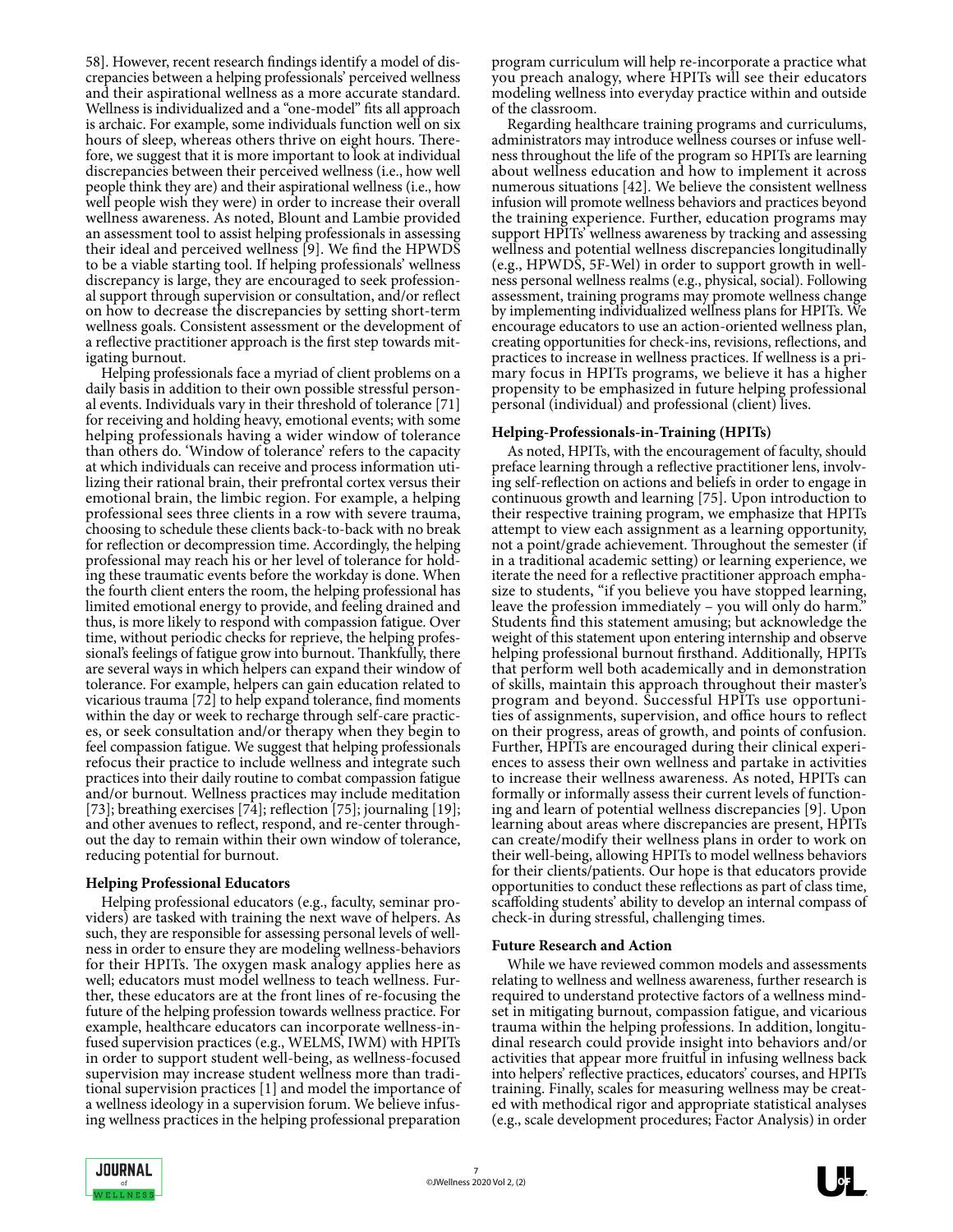58]. However, recent research findings identify a model of discrepancies between a helping professionals' perceived wellness and their aspirational wellness as a more accurate standard. Wellness is individualized and a "one-model" fits all approach is archaic. For example, some individuals function well on six hours of sleep, whereas others thrive on eight hours. Therefore, we suggest that it is more important to look at individual discrepancies between their perceived wellness (i.e., how well people think they are) and their aspirational wellness (i.e., how well people wish they were) in order to increase their overall wellness awareness. As noted, Blount and Lambie provided an assessment tool to assist helping professionals in assessing their ideal and perceived wellness [9]. We find the HPWDS to be a viable starting tool. If helping professionals' wellness discrepancy is large, they are encouraged to seek professional support through supervision or consultation, and/or reflect on how to decrease the discrepancies by setting short-term wellness goals. Consistent assessment or the development of a reflective practitioner approach is the first step towards mitigating burnout.

Helping professionals face a myriad of client problems on a daily basis in addition to their own possible stressful personal events. Individuals vary in their threshold of tolerance [71] for receiving and holding heavy, emotional events; with some helping professionals having a wider window of tolerance than others do. 'Window of tolerance' refers to the capacity at which individuals can receive and process information utilizing their rational brain, their prefrontal cortex versus their emotional brain, the limbic region. For example, a helping professional sees three clients in a row with severe trauma, choosing to schedule these clients back-to-back with no break for reflection or decompression time. Accordingly, the helping professional may reach his or her level of tolerance for holding these traumatic events before the workday is done. When the fourth client enters the room, the helping professional has limited emotional energy to provide, and feeling drained and thus, is more likely to respond with compassion fatigue. Over time, without periodic checks for reprieve, the helping professional's feelings of fatigue grow into burnout. Thankfully, there are several ways in which helpers can expand their window of tolerance. For example, helpers can gain education related to vicarious trauma [72] to help expand tolerance, find moments within the day or week to recharge through self-care practices, or seek consultation and/or therapy when they begin to feel compassion fatigue. We suggest that helping professionals refocus their practice to include wellness and integrate such practices into their daily routine to combat compassion fatigue and/or burnout. Wellness practices may include meditation [73]; breathing exercises [74]; reflection [75]; journaling [19]; and other avenues to reflect, respond, and re-center throughout the day to remain within their own window of tolerance, reducing potential for burnout.

### Helping Professional Educators

Helping professional educators (e.g., faculty, seminar providers) are tasked with training the next wave of helpers. As such, they are responsible for assessing personal levels of wellness in order to ensure they are modeling wellness-behaviors for their HPITs. The oxygen mask analogy applies here as well; educators must model wellness to teach wellness. Further, these educators are at the front lines of re-focusing the future of the helping profession towards wellness practice. For example, healthcare educators can incorporate wellness-infused supervision practices (e.g., WELMS, IWM) with HPITs in order to support student well-being, as wellness-focused supervision may increase student wellness more than traditional supervision practices [1] and model the importance of a wellness ideology in a supervision forum. We believe infusing wellness practices in the helping professional preparation program curriculum will help re-incorporate a practice what you preach analogy, where HPITs will see their educators modeling wellness into everyday practice within and outside of the classroom.

Regarding healthcare training programs and curriculums, administrators may introduce wellness courses or infuse wellness throughout the life of the program so HPITs are learning about wellness education and how to implement it across numerous situations [42]. We believe the consistent wellness infusion will promote wellness behaviors and practices beyond the training experience. Further, education programs may support HPITs' wellness awareness by tracking and assessing wellness and potential wellness discrepancies longitudinally (e.g., HPWDS, 5F-Wel) in order to support growth in wellness personal wellness realms (e.g., physical, social). Following assessment, training programs may promote wellness change by implementing individualized wellness plans for HPITs. We encourage educators to use an action-oriented wellness plan, creating opportunities for check-ins, revisions, reflections, and practices to increase in wellness practices. If wellness is a primary focus in HPITs programs, we believe it has a higher propensity to be emphasized in future helping professional personal (individual) and professional (client) lives.

### Helping-Professionals-in-Training (HPITs)

As noted, HPITs, with the encouragement of faculty, should preface learning through a reflective practitioner lens, involving self-reflection on actions and beliefs in order to engage in continuous growth and learning [75]. Upon introduction to their respective training program, we emphasize that HPITs attempt to view each assignment as a learning opportunity, not a point/grade achievement. Throughout the semester (if in a traditional academic setting) or learning experience, we iterate the need for a reflective practitioner approach emphasize to students, "if you believe you have stopped learning, leave the profession immediately – you will only do harm." Students find this statement amusing; but acknowledge the weight of this statement upon entering internship and observe helping professional burnout firsthand. Additionally, HPITs that perform well both academically and in demonstration of skills, maintain this approach throughout their master's program and beyond. Successful HPITs use opportunities of assignments, supervision, and office hours to reflect on their progress, areas of growth, and points of confusion. Further, HPITs are encouraged during their clinical experiences to assess their own wellness and partake in activities to increase their wellness awareness. As noted, HPITs can formally or informally assess their current levels of functioning and learn of potential wellness discrepancies [9]. Upon learning about areas where discrepancies are present, HPITs can create/modify their wellness plans in order to work on their well-being, allowing HPITs to model wellness behaviors for their clients/patients. Our hope is that educators provide opportunities to conduct these reflections as part of class time, scaffolding students' ability to develop an internal compass of check-in during stressful, challenging times.

### Future Research and Action

While we have reviewed common models and assessments relating to wellness and wellness awareness, further research is required to understand protective factors of a wellness mindset in mitigating burnout, compassion fatigue, and vicarious trauma within the helping professions. In addition, longitudinal research could provide insight into behaviors and/or activities that appear more fruitful in infusing wellness back into helpers' reflective practices, educators' courses, and HPITs training. Finally, scales for measuring wellness may be created with methodical rigor and appropriate statistical analyses (e.g., scale development procedures; Factor Analysis) in order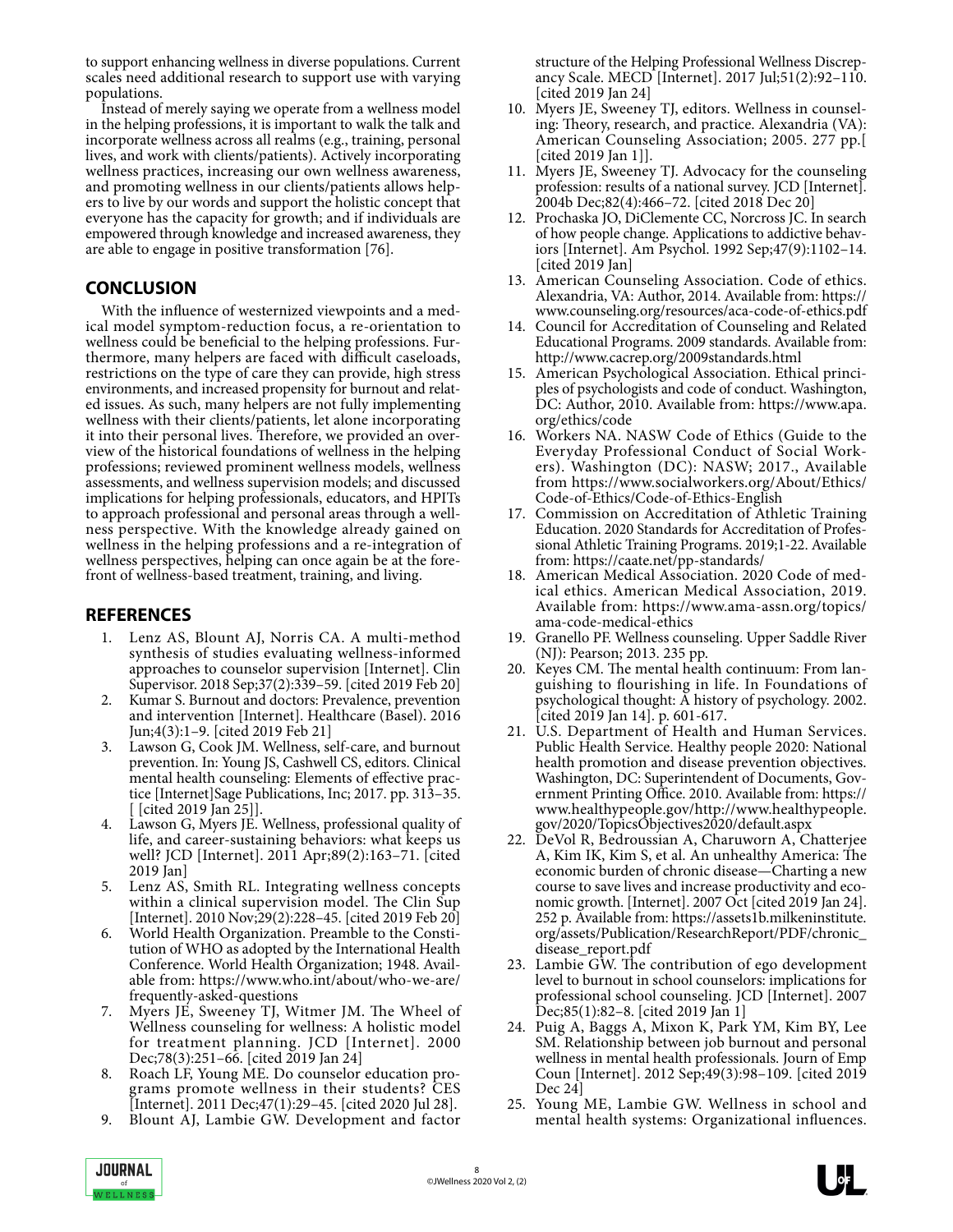to support enhancing wellness in diverse populations. Current scales need additional research to support use with varying populations.

Instead of merely saying we operate from a wellness model in the helping professions, it is important to walk the talk and incorporate wellness across all realms (e.g., training, personal lives, and work with clients/patients). Actively incorporating wellness practices, increasing our own wellness awareness, and promoting wellness in our clients/patients allows helpers to live by our words and support the holistic concept that everyone has the capacity for growth; and if individuals are empowered through knowledge and increased awareness, they are able to engage in positive transformation [76].

## CONCLUSION

With the influence of westernized viewpoints and a medical model symptom-reduction focus, a re-orientation to wellness could be beneficial to the helping professions. Furthermore, many helpers are faced with difficult caseloads, restrictions on the type of care they can provide, high stress environments, and increased propensity for burnout and related issues. As such, many helpers are not fully implementing wellness with their clients/patients, let alone incorporating it into their personal lives. Therefore, we provided an overview of the historical foundations of wellness in the helping professions; reviewed prominent wellness models, wellness assessments, and wellness supervision models; and discussed implications for helping professionals, educators, and HPITs to approach professional and personal areas through a wellness perspective. With the knowledge already gained on wellness in the helping professions and a re-integration of wellness perspectives, helping can once again be at the forefront of wellness-based treatment, training, and living.

## REFERENCES

1. Lenz AS, Blount AJ, Norris CA. A multi-method synthesis of studies evaluating wellness-informed approaches to counselor supervision [Internet]. Clin Supervisor. 2018 Sep;37(2):339–59. [cited 2019 Feb 20]
2. Kumar S. Burnout and doctors: Prevalence, prevention and intervention [Internet]. Healthcare (Basel). 2016 Jun;4(3):1–9. [cited 2019 Feb 21]
3. Lawson G, Cook JM. Wellness, self-care, and burnout prevention. In: Young JS, Cashwell CS, editors. Clinical mental health counseling: Elements of effective practice [Internet]Sage Publications, Inc; 2017. pp. 313–35. [ [cited 2019 Jan 25]].
4. Lawson G, Myers JE. Wellness, professional quality of life, and career-sustaining behaviors: what keeps us well? JCD [Internet]. 2011 Apr;89(2):163–71. [cited 2019 Jan]
5. Lenz AS, Smith RL. Integrating wellness concepts within a clinical supervision model. The Clin Sup [Internet]. 2010 Nov;29(2):228–45. [cited 2019 Feb 20]
6. World Health Organization. Preamble to the Constitution of WHO as adopted by the International Health Conference. World Health Organization; 1948. Available from: https://www.who.int/about/who-we-are/frequently-asked-questions
7. Myers JE, Sweeney TJ, Witmer JM. The Wheel of Wellness counseling for wellness: A holistic model for treatment planning. JCD [Internet]. 2000 Dec;78(3):251–66. [cited 2019 Jan 24]
8. Roach LF, Young ME. Do counselor education programs promote wellness in their students? CES [Internet]. 2011 Dec;47(1):29–45. [cited 2020 Jul 28].
9. Blount AJ, Lambie GW. Development and factor structure of the Helping Professional Wellness Discrepancy Scale. MECD [Internet]. 2017 Jul;51(2):92–110. [cited 2019 Jan 24]
10. Myers JE, Sweeney TJ, editors. Wellness in counseling: Theory, research, and practice. Alexandria (VA): American Counseling Association; 2005. 277 pp.[ [cited 2019 Jan 1]].
11. Myers JE, Sweeney TJ. Advocacy for the counseling profession: results of a national survey. JCD [Internet]. 2004b Dec;82(4):466–72. [cited 2018 Dec 20]
12. Prochaska JO, DiClemente CC, Norcross JC. In search of how people change. Applications to addictive behaviors [Internet]. Am Psychol. 1992 Sep;47(9):1102–14. [cited 2019 Jan]
13. American Counseling Association. Code of ethics. Alexandria, VA: Author, 2014. Available from: https://www.counseling.org/resources/aca-code-of-ethics.pdf
14. Council for Accreditation of Counseling and Related Educational Programs. 2009 standards. Available from: http://www.cacrep.org/2009standards.html
15. American Psychological Association. Ethical principles of psychologists and code of conduct. Washington, DC: Author, 2010. Available from: https://www.apa.org/ethics/code
16. Workers NA. NASW Code of Ethics (Guide to the Everyday Professional Conduct of Social Workers). Washington (DC): NASW; 2017., Available from https://www.socialworkers.org/About/Ethics/Code-of-Ethics/Code-of-Ethics-English
17. Commission on Accreditation of Athletic Training Education. 2020 Standards for Accreditation of Professional Athletic Training Programs. 2019;1-22. Available from: https://caate.net/pp-standards/
18. American Medical Association. 2020 Code of medical ethics. American Medical Association, 2019. Available from: https://www.ama-assn.org/topics/ama-code-medical-ethics
19. Granello PF. Wellness counseling. Upper Saddle River (NJ): Pearson; 2013. 235 pp.
20. Keyes CM. The mental health continuum: From languishing to flourishing in life. In Foundations of psychological thought: A history of psychology. 2002. [cited 2019 Jan 14]. p. 601-617.
21. U.S. Department of Health and Human Services. Public Health Service. Healthy people 2020: National health promotion and disease prevention objectives. Washington, DC: Superintendent of Documents, Government Printing Office. 2010. Available from: https://www.healthypeople.gov/http://www.healthypeople.gov/2020/TopicsObjectives2020/default.aspx
22. DeVol R, Bedroussian A, Charuworn A, Chatterjee A, Kim IK, Kim S, et al. An unhealthy America: The economic burden of chronic disease—Charting a new course to save lives and increase productivity and economic growth. [Internet]. 2007 Oct [cited 2019 Jan 24]. 252 p. Available from: https://assets1b.milkeninstitute.org/assets/Publication/ResearchReport/PDF/chronic_disease_report.pdf
23. Lambie GW. The contribution of ego development level to burnout in school counselors: implications for professional school counseling. JCD [Internet]. 2007 Dec;85(1):82–8. [cited 2019 Jan 1]
24. Puig A, Baggs A, Mixon K, Park YM, Kim BY, Lee SM. Relationship between job burnout and personal wellness in mental health professionals. Journ of Emp Coun [Internet]. 2012 Sep;49(3):98–109. [cited 2019 Dec 24]
25. Young ME, Lambie GW. Wellness in school and mental health systems: Organizational influences.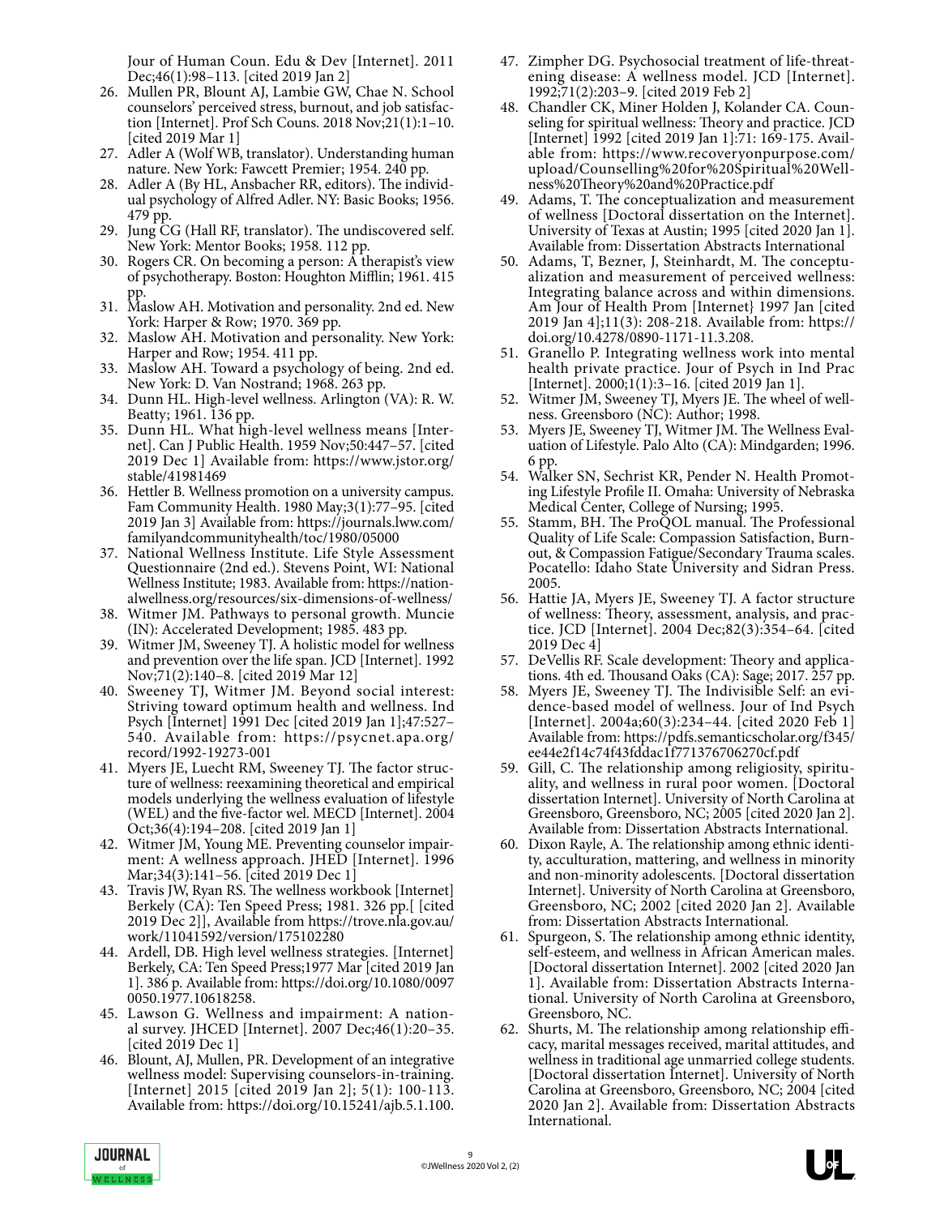Jour of Human Coun. Edu & Dev [Internet]. 2011 Dec;46(1):98–113. [cited 2019 Jan 2]

26. Mullen PR, Blount AJ, Lambie GW, Chae N. School counselors' perceived stress, burnout, and job satisfaction [Internet]. Prof Sch Couns. 2018 Nov;21(1):1–10. [cited 2019 Mar 1]
27. Adler A (Wolf WB, translator). Understanding human nature. New York: Fawcett Premier; 1954. 240 pp.
28. Adler A (By HL, Ansbacher RR, editors). The individual psychology of Alfred Adler. NY: Basic Books; 1956. 479 pp.
29. Jung CG (Hall RF, translator). The undiscovered self. New York: Mentor Books; 1958. 112 pp.
30. Rogers CR. On becoming a person: A therapist's view of psychotherapy. Boston: Houghton Mifflin; 1961. 415 pp.
31. Maslow AH. Motivation and personality. 2nd ed. New York: Harper & Row; 1970. 369 pp.
32. Maslow AH. Motivation and personality. New York: Harper and Row; 1954. 411 pp.
33. Maslow AH. Toward a psychology of being. 2nd ed. New York: D. Van Nostrand; 1968. 263 pp.
34. Dunn HL. High-level wellness. Arlington (VA): R. W. Beatty; 1961. 136 pp.
35. Dunn HL. What high-level wellness means [Internet]. Can J Public Health. 1959 Nov;50:447–57. [cited 2019 Dec 1] Available from: https://www.jstor.org/stable/41981469
36. Hettler B. Wellness promotion on a university campus. Fam Community Health. 1980 May;3(1):77–95. [cited 2019 Jan 3] Available from: https://journals.lww.com/familyandcommunityhealth/toc/1980/05000
37. National Wellness Institute. Life Style Assessment Questionnaire (2nd ed.). Stevens Point, WI: National Wellness Institute; 1983. Available from: https://nationalwellness.org/resources/six-dimensions-of-wellness/
38. Witmer JM. Pathways to personal growth. Muncie (IN): Accelerated Development; 1985. 483 pp.
39. Witmer JM, Sweeney TJ. A holistic model for wellness and prevention over the life span. JCD [Internet]. 1992 Nov;71(2):140–8. [cited 2019 Mar 12]
40. Sweeney TJ, Witmer JM. Beyond social interest: Striving toward optimum health and wellness. Ind Psych [Internet] 1991 Dec [cited 2019 Jan 1];47:527–540. Available from: https://psycnet.apa.org/record/1992-19273-001
41. Myers JE, Luecht RM, Sweeney TJ. The factor structure of wellness: reexamining theoretical and empirical models underlying the wellness evaluation of lifestyle (WEL) and the five-factor wel. MECD [Internet]. 2004 Oct;36(4):194–208. [cited 2019 Jan 1]
42. Witmer JM, Young ME. Preventing counselor impairment: A wellness approach. JHED [Internet]. 1996 Mar;34(3):141–56. [cited 2019 Dec 1]
43. Travis JW, Ryan RS. The wellness workbook [Internet] Berkely (CA): Ten Speed Press; 1981. 326 pp.[ [cited 2019 Dec 2]], Available from https://trove.nla.gov.au/work/11041592/version/175102280
44. Ardell, DB. High level wellness strategies. [Internet] Berkely, CA: Ten Speed Press;1977 Mar [cited 2019 Jan 1]. 386 p. Available from: https://doi.org/10.1080/00970050.1977.10618258.
45. Lawson G. Wellness and impairment: A national survey. JHCED [Internet]. 2007 Dec;46(1):20–35. [cited 2019 Dec 1]
46. Blount, AJ, Mullen, PR. Development of an integrative wellness model: Supervising counselors-in-training. [Internet] 2015 [cited 2019 Jan 2]; 5(1): 100-113. Available from: https://doi.org/10.15241/ajb.5.1.100.
47. Zimpher DG. Psychosocial treatment of life-threatening disease: A wellness model. JCD [Internet]. 1992;71(2):203–9. [cited 2019 Feb 2]
48. Chandler CK, Miner Holden J, Kolander CA. Counseling for spiritual wellness: Theory and practice. JCD [Internet] 1992 [cited 2019 Jan 1]:71: 169-175. Available from: https://www.recoveryonpurpose.com/upload/Counselling%20for%20Spiritual%20Wellness%20Theory%20and%20Practice.pdf
49. Adams, T. The conceptualization and measurement of wellness [Doctoral dissertation on the Internet]. University of Texas at Austin; 1995 [cited 2020 Jan 1]. Available from: Dissertation Abstracts International
50. Adams, T, Bezner, J, Steinhardt, M. The conceptualization and measurement of perceived wellness: Integrating balance across and within dimensions. Am Jour of Health Prom [Internet} 1997 Jan [cited 2019 Jan 4];11(3): 208-218. Available from: https://doi.org/10.4278/0890-1171-11.3.208.
51. Granello P. Integrating wellness work into mental health private practice. Jour of Psych in Ind Prac [Internet]. 2000;1(1):3–16. [cited 2019 Jan 1].
52. Witmer JM, Sweeney TJ, Myers JE. The wheel of wellness. Greensboro (NC): Author; 1998.
53. Myers JE, Sweeney TJ, Witmer JM. The Wellness Evaluation of Lifestyle. Palo Alto (CA): Mindgarden; 1996. 6 pp.
54. Walker SN, Sechrist KR, Pender N. Health Promoting Lifestyle Profile II. Omaha: University of Nebraska Medical Center, College of Nursing; 1995.
55. Stamm, BH. The ProQOL manual. The Professional Quality of Life Scale: Compassion Satisfaction, Burnout, & Compassion Fatigue/Secondary Trauma scales. Pocatello: Idaho State University and Sidran Press. 2005.
56. Hattie JA, Myers JE, Sweeney TJ. A factor structure of wellness: Theory, assessment, analysis, and practice. JCD [Internet]. 2004 Dec;82(3):354–64. [cited 2019 Dec 4]
57. DeVellis RF. Scale development: Theory and applications. 4th ed. Thousand Oaks (CA): Sage; 2017. 257 pp.
58. Myers JE, Sweeney TJ. The Indivisible Self: an evidence-based model of wellness. Jour of Ind Psych [Internet]. 2004a;60(3):234–44. [cited 2020 Feb 1] Available from: https://pdfs.semanticscholar.org/f345/ee44e2f14c74f43fddac1f771376706270cf.pdf
59. Gill, C. The relationship among religiosity, spirituality, and wellness in rural poor women. [Doctoral dissertation Internet]. University of North Carolina at Greensboro, Greensboro, NC; 2005 [cited 2020 Jan 2]. Available from: Dissertation Abstracts International.
60. Dixon Rayle, A. The relationship among ethnic identity, acculturation, mattering, and wellness in minority and non-minority adolescents. [Doctoral dissertation Internet]. University of North Carolina at Greensboro, Greensboro, NC; 2002 [cited 2020 Jan 2]. Available from: Dissertation Abstracts International.
61. Spurgeon, S. The relationship among ethnic identity, self-esteem, and wellness in African American males. [Doctoral dissertation Internet]. 2002 [cited 2020 Jan 1]. Available from: Dissertation Abstracts International. University of North Carolina at Greensboro, Greensboro, NC.
62. Shurts, M. The relationship among relationship efficacy, marital messages received, marital attitudes, and wellness in traditional age unmarried college students. [Doctoral dissertation Internet]. University of North Carolina at Greensboro, Greensboro, NC; 2004 [cited 2020 Jan 2]. Available from: Dissertation Abstracts International.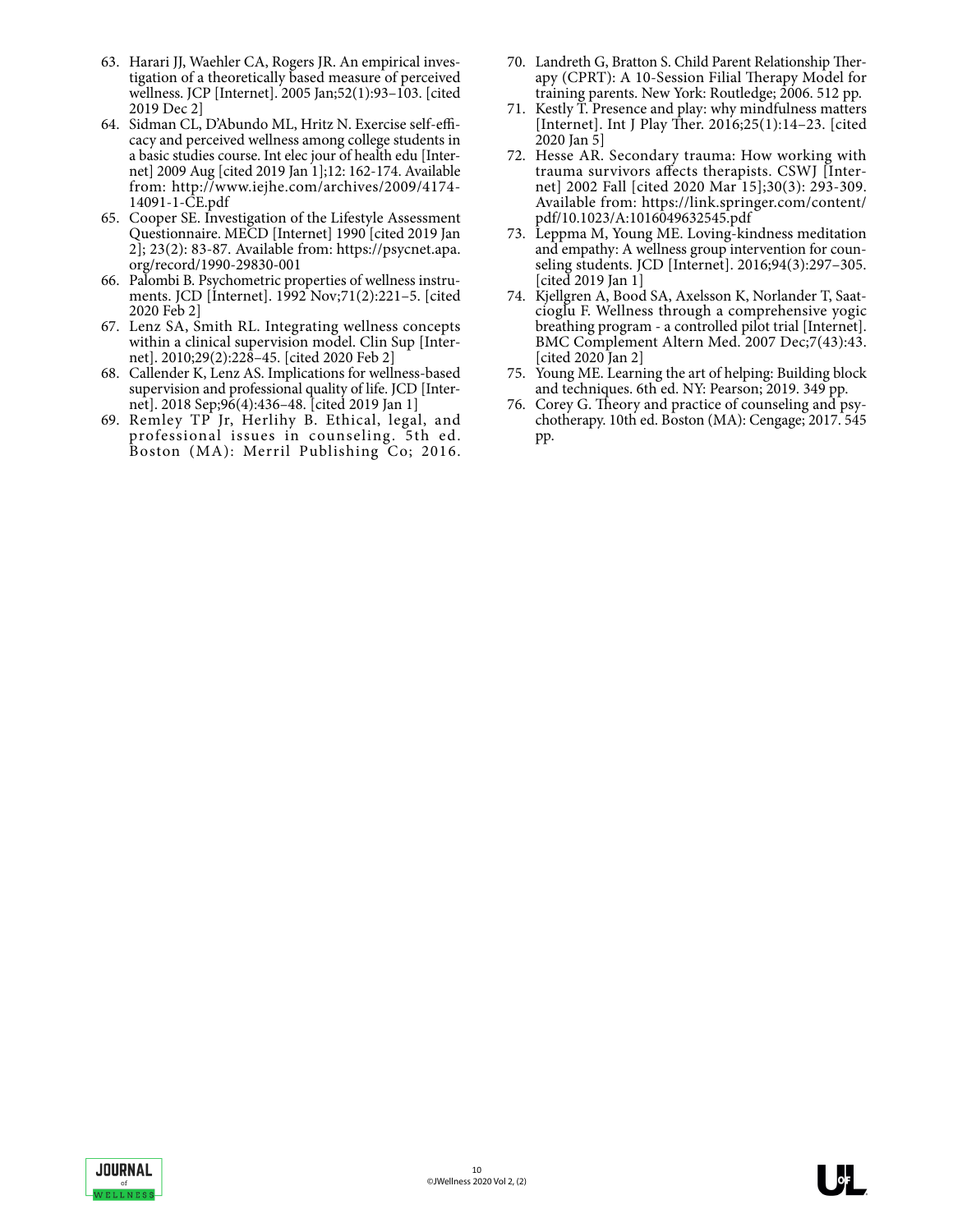63. Harari JJ, Waehler CA, Rogers JR. An empirical investigation of a theoretically based measure of perceived wellness. JCP [Internet]. 2005 Jan;52(1):93–103. [cited 2019 Dec 2]
64. Sidman CL, D'Abundo ML, Hritz N. Exercise self-efficacy and perceived wellness among college students in a basic studies course. Int elec jour of health edu [Internet] 2009 Aug [cited 2019 Jan 1];12: 162-174. Available from: http://www.iejhe.com/archives/2009/4174-14091-1-CE.pdf
65. Cooper SE. Investigation of the Lifestyle Assessment Questionnaire. MECD [Internet] 1990 [cited 2019 Jan 2]; 23(2): 83-87. Available from: https://psycnet.apa.org/record/1990-29830-001
66. Palombi B. Psychometric properties of wellness instruments. JCD [Internet]. 1992 Nov;71(2):221–5. [cited 2020 Feb 2]
67. Lenz SA, Smith RL. Integrating wellness concepts within a clinical supervision model. Clin Sup [Internet]. 2010;29(2):228–45. [cited 2020 Feb 2]
68. Callender K, Lenz AS. Implications for wellness-based supervision and professional quality of life. JCD [Internet]. 2018 Sep;96(4):436–48. [cited 2019 Jan 1]
69. Remley TP Jr, Herlihy B. Ethical, legal, and professional issues in counseling. 5th ed. Boston (MA): Merril Publishing Co; 2016.
70. Landreth G, Bratton S. Child Parent Relationship Therapy (CPRT): A 10-Session Filial Therapy Model for training parents. New York: Routledge; 2006. 512 pp.
71. Kestly T. Presence and play: why mindfulness matters [Internet]. Int J Play Ther. 2016;25(1):14–23. [cited 2020 Jan 5]
72. Hesse AR. Secondary trauma: How working with trauma survivors affects therapists. CSWJ [Internet] 2002 Fall [cited 2020 Mar 15];30(3): 293-309. Available from: https://link.springer.com/content/pdf/10.1023/A:1016049632545.pdf
73. Leppma M, Young ME. Loving-kindness meditation and empathy: A wellness group intervention for counseling students. JCD [Internet]. 2016;94(3):297–305. [cited 2019 Jan 1]
74. Kjellgren A, Bood SA, Axelsson K, Norlander T, Saatcioglu F. Wellness through a comprehensive yogic breathing program - a controlled pilot trial [Internet]. BMC Complement Altern Med. 2007 Dec;7(43):43. [cited 2020 Jan 2]
75. Young ME. Learning the art of helping: Building block and techniques. 6th ed. NY: Pearson; 2019. 349 pp.
76. Corey G. Theory and practice of counseling and psychotherapy. 10th ed. Boston (MA): Cengage; 2017. 545 pp.